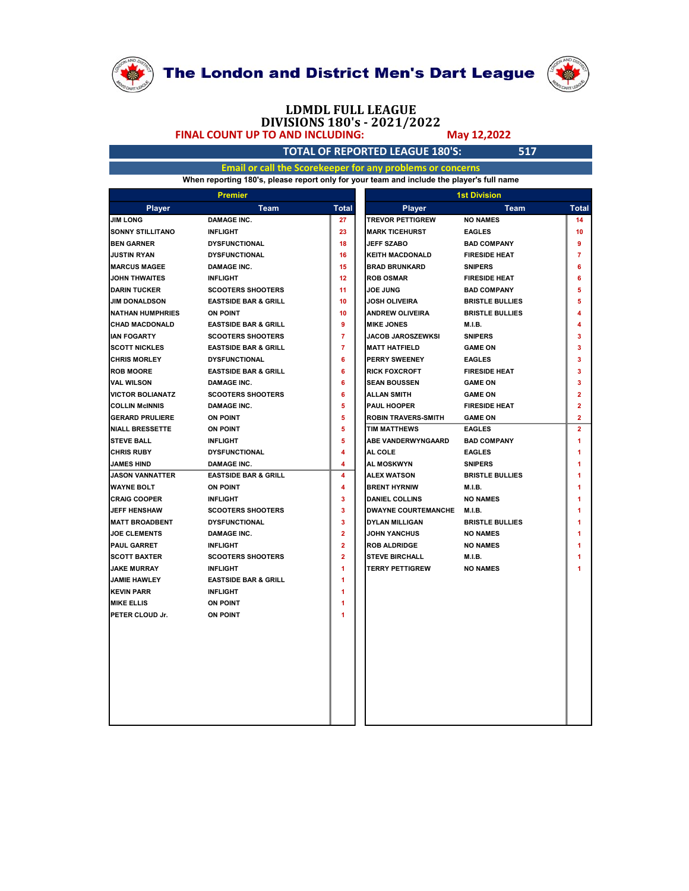# The London and District Men's Dart League

## LDMDL FULL LEAGUE
## DIVISIONS 180's - 2021/2022

**FINAL COUNT UP TO AND INCLUDING: May 12,2022**

**TOTAL OF REPORTED LEAGUE 180'S: 517**

**Email or call the Scorekeeper for any problems or concerns**

**When reporting 180's, please report only for your team and include the player's full name**

### Premier

| Player | Team | Total |
|---|---|---|
| JIM LONG | DAMAGE INC. | 27 |
| SONNY STILLITANO | INFLIGHT | 23 |
| BEN GARNER | DYSFUNCTIONAL | 18 |
| JUSTIN RYAN | DYSFUNCTIONAL | 16 |
| MARCUS MAGEE | DAMAGE INC. | 15 |
| JOHN THWAITES | INFLIGHT | 12 |
| DARIN TUCKER | SCOOTERS SHOOTERS | 11 |
| JIM DONALDSON | EASTSIDE BAR & GRILL | 10 |
| NATHAN HUMPHRIES | ON POINT | 10 |
| CHAD MACDONALD | EASTSIDE BAR & GRILL | 9 |
| IAN FOGARTY | SCOOTERS SHOOTERS | 7 |
| SCOTT NICKLES | EASTSIDE BAR & GRILL | 7 |
| CHRIS MORLEY | DYSFUNCTIONAL | 6 |
| ROB MOORE | EASTSIDE BAR & GRILL | 6 |
| VAL WILSON | DAMAGE INC. | 6 |
| VICTOR BOLIANATZ | SCOOTERS SHOOTERS | 6 |
| COLLIN McINNIS | DAMAGE INC. | 5 |
| GERARD PRULIERE | ON POINT | 5 |
| NIALL BRESSETTE | ON POINT | 5 |
| STEVE BALL | INFLIGHT | 5 |
| CHRIS RUBY | DYSFUNCTIONAL | 4 |
| JAMES HIND | DAMAGE INC. | 4 |
| JASON VANNATTER | EASTSIDE BAR & GRILL | 4 |
| WAYNE BOLT | ON POINT | 4 |
| CRAIG COOPER | INFLIGHT | 3 |
| JEFF HENSHAW | SCOOTERS SHOOTERS | 3 |
| MATT BROADBENT | DYSFUNCTIONAL | 3 |
| JOE CLEMENTS | DAMAGE INC. | 2 |
| PAUL GARRET | INFLIGHT | 2 |
| SCOTT BAXTER | SCOOTERS SHOOTERS | 2 |
| JAKE MURRAY | INFLIGHT | 1 |
| JAMIE HAWLEY | EASTSIDE BAR & GRILL | 1 |
| KEVIN PARR | INFLIGHT | 1 |
| MIKE ELLIS | ON POINT | 1 |
| PETER CLOUD Jr. | ON POINT | 1 |

### 1st Division

| Player | Team | Total |
|---|---|---|
| TREVOR PETTIGREW | NO NAMES | 14 |
| MARK TICEHURST | EAGLES | 10 |
| JEFF SZABO | BAD COMPANY | 9 |
| KEITH MACDONALD | FIRESIDE HEAT | 7 |
| BRAD BRUNKARD | SNIPERS | 6 |
| ROB OSMAR | FIRESIDE HEAT | 6 |
| JOE JUNG | BAD COMPANY | 5 |
| JOSH OLIVEIRA | BRISTLE BULLIES | 5 |
| ANDREW OLIVEIRA | BRISTLE BULLIES | 4 |
| MIKE JONES | M.I.B. | 4 |
| JACOB JAROSZEWKSI | SNIPERS | 3 |
| MATT HATFIELD | GAME ON | 3 |
| PERRY SWEENEY | EAGLES | 3 |
| RICK FOXCROFT | FIRESIDE HEAT | 3 |
| SEAN BOUSSEN | GAME ON | 3 |
| ALLAN SMITH | GAME ON | 2 |
| PAUL HOOPER | FIRESIDE HEAT | 2 |
| ROBIN TRAVERS-SMITH | GAME ON | 2 |
| TIM MATTHEWS | EAGLES | 2 |
| ABE VANDERWYNGAARD | BAD COMPANY | 1 |
| AL COLE | EAGLES | 1 |
| AL MOSKWYN | SNIPERS | 1 |
| ALEX WATSON | BRISTLE BULLIES | 1 |
| BRENT HYRNIW | M.I.B. | 1 |
| DANIEL COLLINS | NO NAMES | 1 |
| DWAYNE COURTEMANCHE | M.I.B. | 1 |
| DYLAN MILLIGAN | BRISTLE BULLIES | 1 |
| JOHN YANCHUS | NO NAMES | 1 |
| ROB ALDRIDGE | NO NAMES | 1 |
| STEVE BIRCHALL | M.I.B. | 1 |
| TERRY PETTIGREW | NO NAMES | 1 |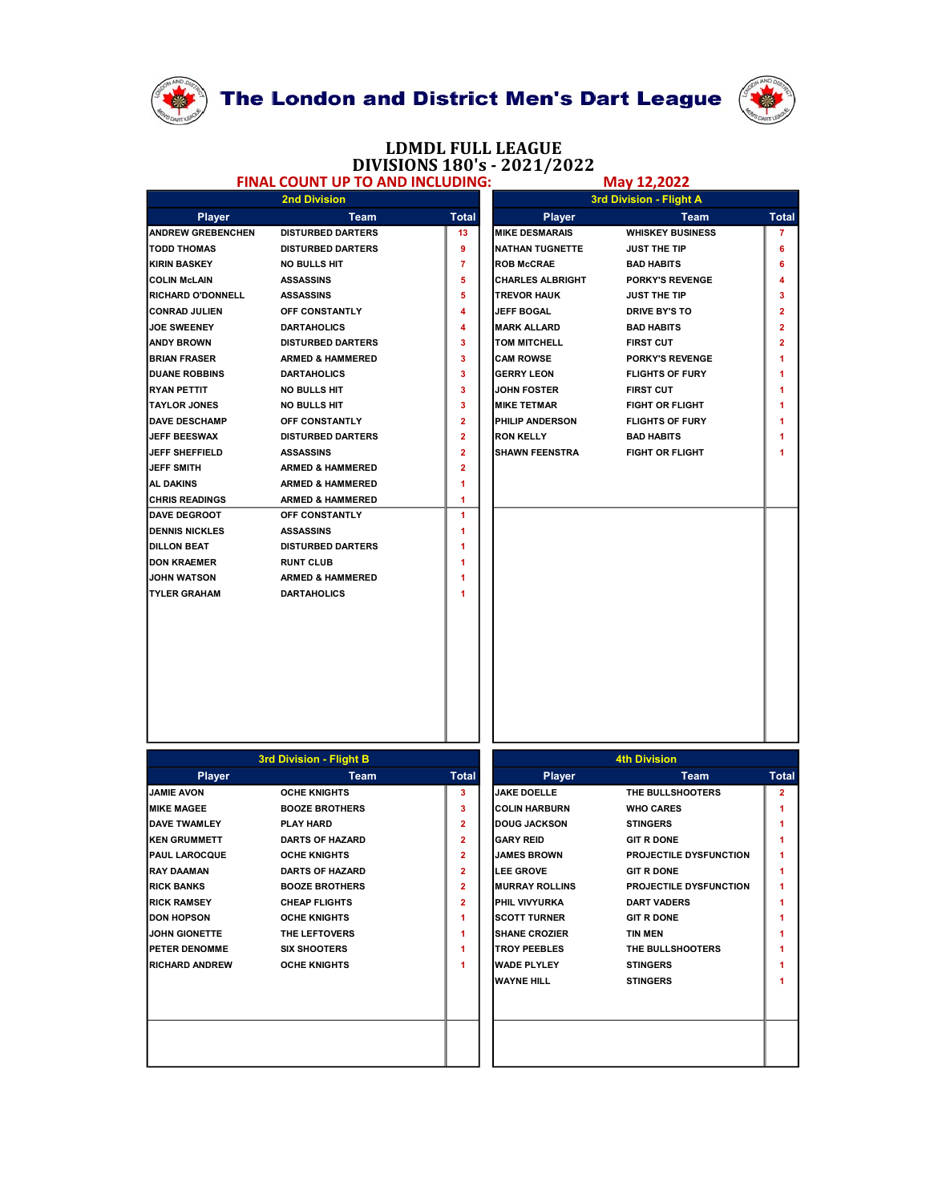# The London and District Men's Dart League

## LDMDL FULL LEAGUE
## DIVISIONS 180's - 2021/2022

**FINAL COUNT UP TO AND INCLUDING: May 12,2022**

### 2nd Division

| Player | Team | Total |
|---|---|---|
| ANDREW GREBENCHEN | DISTURBED DARTERS | 13 |
| TODD THOMAS | DISTURBED DARTERS | 9 |
| KIRIN BASKEY | NO BULLS HIT | 7 |
| COLIN McLAIN | ASSASSINS | 5 |
| RICHARD O'DONNELL | ASSASSINS | 5 |
| CONRAD JULIEN | OFF CONSTANTLY | 4 |
| JOE SWEENEY | DARTAHOLICS | 4 |
| ANDY BROWN | DISTURBED DARTERS | 3 |
| BRIAN FRASER | ARMED & HAMMERED | 3 |
| DUANE ROBBINS | DARTAHOLICS | 3 |
| RYAN PETTIT | NO BULLS HIT | 3 |
| TAYLOR JONES | NO BULLS HIT | 3 |
| DAVE DESCHAMP | OFF CONSTANTLY | 2 |
| JEFF BEESWAX | DISTURBED DARTERS | 2 |
| JEFF SHEFFIELD | ASSASSINS | 2 |
| JEFF SMITH | ARMED & HAMMERED | 2 |
| AL DAKINS | ARMED & HAMMERED | 1 |
| CHRIS READINGS | ARMED & HAMMERED | 1 |
| DAVE DEGROOT | OFF CONSTANTLY | 1 |
| DENNIS NICKLES | ASSASSINS | 1 |
| DILLON BEAT | DISTURBED DARTERS | 1 |
| DON KRAEMER | RUNT CLUB | 1 |
| JOHN WATSON | ARMED & HAMMERED | 1 |
| TYLER GRAHAM | DARTAHOLICS | 1 |

### 3rd Division - Flight A

| Player | Team | Total |
|---|---|---|
| MIKE DESMARAIS | WHISKEY BUSINESS | 7 |
| NATHAN TUGNETTE | JUST THE TIP | 6 |
| ROB McCRAE | BAD HABITS | 6 |
| CHARLES ALBRIGHT | PORKY'S REVENGE | 4 |
| TREVOR HAUK | JUST THE TIP | 3 |
| JEFF BOGAL | DRIVE BY'S TO | 2 |
| MARK ALLARD | BAD HABITS | 2 |
| TOM MITCHELL | FIRST CUT | 2 |
| CAM ROWSE | PORKY'S REVENGE | 1 |
| GERRY LEON | FLIGHTS OF FURY | 1 |
| JOHN FOSTER | FIRST CUT | 1 |
| MIKE TETMAR | FIGHT OR FLIGHT | 1 |
| PHILIP ANDERSON | FLIGHTS OF FURY | 1 |
| RON KELLY | BAD HABITS | 1 |
| SHAWN FEENSTRA | FIGHT OR FLIGHT | 1 |

### 3rd Division - Flight B

| Player | Team | Total |
|---|---|---|
| JAMIE AVON | OCHE KNIGHTS | 3 |
| MIKE MAGEE | BOOZE BROTHERS | 3 |
| DAVE TWAMLEY | PLAY HARD | 2 |
| KEN GRUMMETT | DARTS OF HAZARD | 2 |
| PAUL LAROCQUE | OCHE KNIGHTS | 2 |
| RAY DAAMAN | DARTS OF HAZARD | 2 |
| RICK BANKS | BOOZE BROTHERS | 2 |
| RICK RAMSEY | CHEAP FLIGHTS | 2 |
| DON HOPSON | OCHE KNIGHTS | 1 |
| JOHN GIONETTE | THE LEFTOVERS | 1 |
| PETER DENOMME | SIX SHOOTERS | 1 |
| RICHARD ANDREW | OCHE KNIGHTS | 1 |

### 4th Division

| Player | Team | Total |
|---|---|---|
| JAKE DOELLE | THE BULLSHOOTERS | 2 |
| COLIN HARBURN | WHO CARES | 1 |
| DOUG JACKSON | STINGERS | 1 |
| GARY REID | GIT R DONE | 1 |
| JAMES BROWN | PROJECTILE DYSFUNCTION | 1 |
| LEE GROVE | GIT R DONE | 1 |
| MURRAY ROLLINS | PROJECTILE DYSFUNCTION | 1 |
| PHIL VIVYURKA | DART VADERS | 1 |
| SCOTT TURNER | GIT R DONE | 1 |
| SHANE CROZIER | TIN MEN | 1 |
| TROY PEEBLES | THE BULLSHOOTERS | 1 |
| WADE PLYLEY | STINGERS | 1 |
| WAYNE HILL | STINGERS | 1 |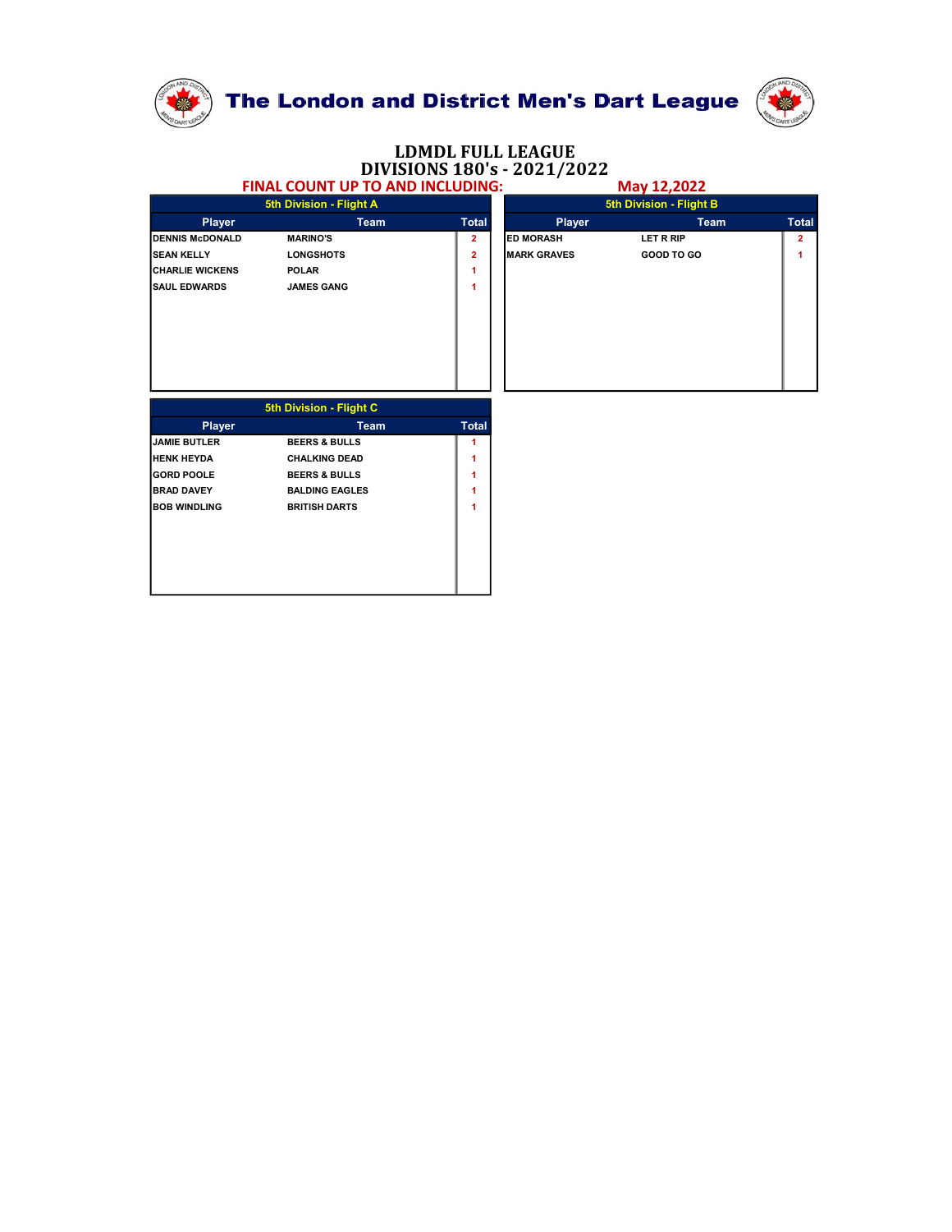# The London and District Men's Dart League

## LDMDL FULL LEAGUE
## DIVISIONS 180's - 2021/2022

**FINAL COUNT UP TO AND INCLUDING: May 12,2022**

### 5th Division - Flight A

| Player | Team | Total |
|---|---|---|
| DENNIS McDONALD | MARINO'S | 2 |
| SEAN KELLY | LONGSHOTS | 2 |
| CHARLIE WICKENS | POLAR | 1 |
| SAUL EDWARDS | JAMES GANG | 1 |

### 5th Division - Flight B

| Player | Team | Total |
|---|---|---|
| ED MORASH | LET R RIP | 2 |
| MARK GRAVES | GOOD TO GO | 1 |

### 5th Division - Flight C

| Player | Team | Total |
|---|---|---|
| JAMIE BUTLER | BEERS & BULLS | 1 |
| HENK HEYDA | CHALKING DEAD | 1 |
| GORD POOLE | BEERS & BULLS | 1 |
| BRAD DAVEY | BALDING EAGLES | 1 |
| BOB WINDLING | BRITISH DARTS | 1 |